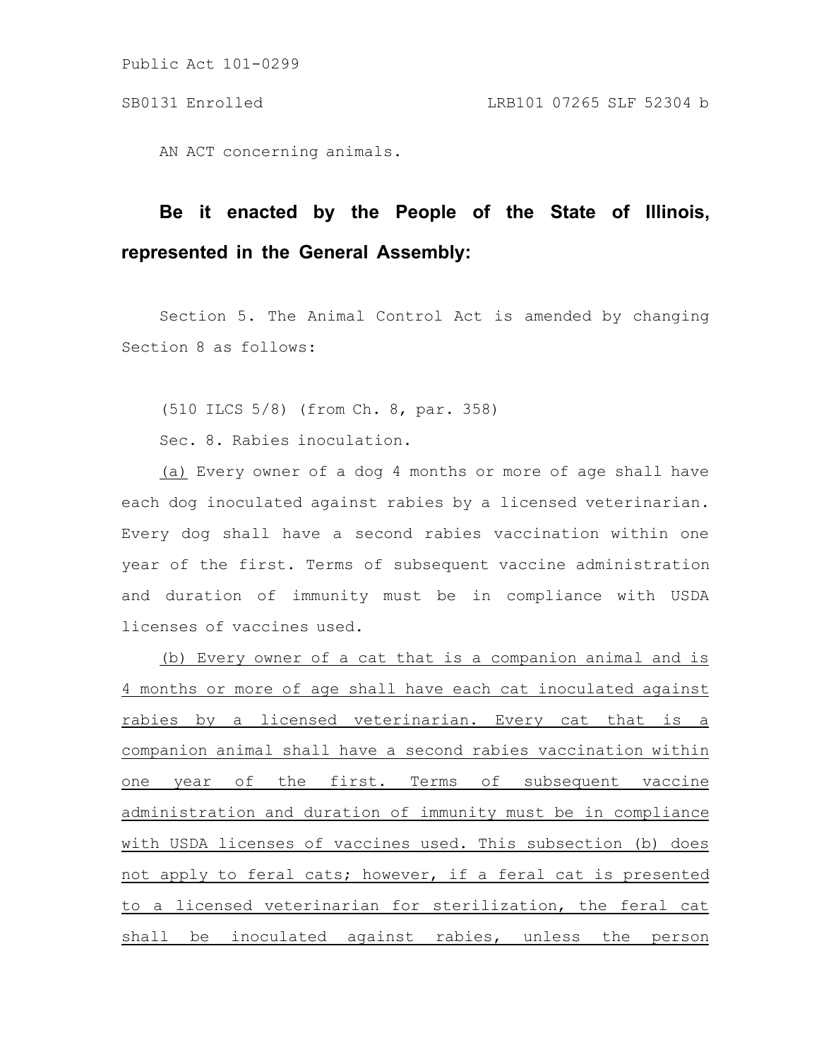Public Act 101-0299

SB0131 Enrolled LRB101 07265 SLF 52304 b

AN ACT concerning animals.

**Be it enacted by the People of the State of Illinois, represented in the General Assembly:**

Section 5. The Animal Control Act is amended by changing Section 8 as follows:

(510 ILCS 5/8) (from Ch. 8, par. 358)

Sec. 8. Rabies inoculation.

(a) Every owner of a dog 4 months or more of age shall have each dog inoculated against rabies by a licensed veterinarian. Every dog shall have a second rabies vaccination within one year of the first. Terms of subsequent vaccine administration and duration of immunity must be in compliance with USDA licenses of vaccines used.

(b) Every owner of a cat that is a companion animal and is 4 months or more of age shall have each cat inoculated against rabies by a licensed veterinarian. Every cat that is a companion animal shall have a second rabies vaccination within one year of the first. Terms of subsequent vaccine administration and duration of immunity must be in compliance with USDA licenses of vaccines used. This subsection (b) does not apply to feral cats; however, if a feral cat is presented to a licensed veterinarian for sterilization, the feral cat shall be inoculated against rabies, unless the person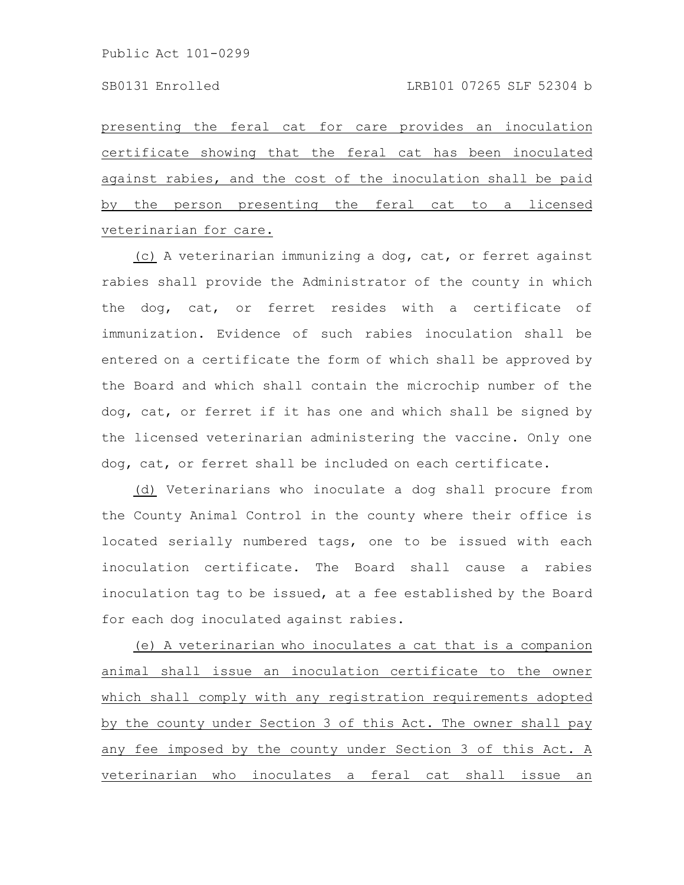presenting the feral cat for care provides an inoculation certificate showing that the feral cat has been inoculated against rabies, and the cost of the inoculation shall be paid by the person presenting the feral cat to a licensed veterinarian for care.

(c) A veterinarian immunizing a dog, cat, or ferret against rabies shall provide the Administrator of the county in which the dog, cat, or ferret resides with a certificate of immunization. Evidence of such rabies inoculation shall be entered on a certificate the form of which shall be approved by the Board and which shall contain the microchip number of the dog, cat, or ferret if it has one and which shall be signed by the licensed veterinarian administering the vaccine. Only one dog, cat, or ferret shall be included on each certificate.

(d) Veterinarians who inoculate a dog shall procure from the County Animal Control in the county where their office is located serially numbered tags, one to be issued with each inoculation certificate. The Board shall cause a rabies inoculation tag to be issued, at a fee established by the Board for each dog inoculated against rabies.

(e) A veterinarian who inoculates a cat that is a companion animal shall issue an inoculation certificate to the owner which shall comply with any registration requirements adopted by the county under Section 3 of this Act. The owner shall pay any fee imposed by the county under Section 3 of this Act. A veterinarian who inoculates a feral cat shall issue an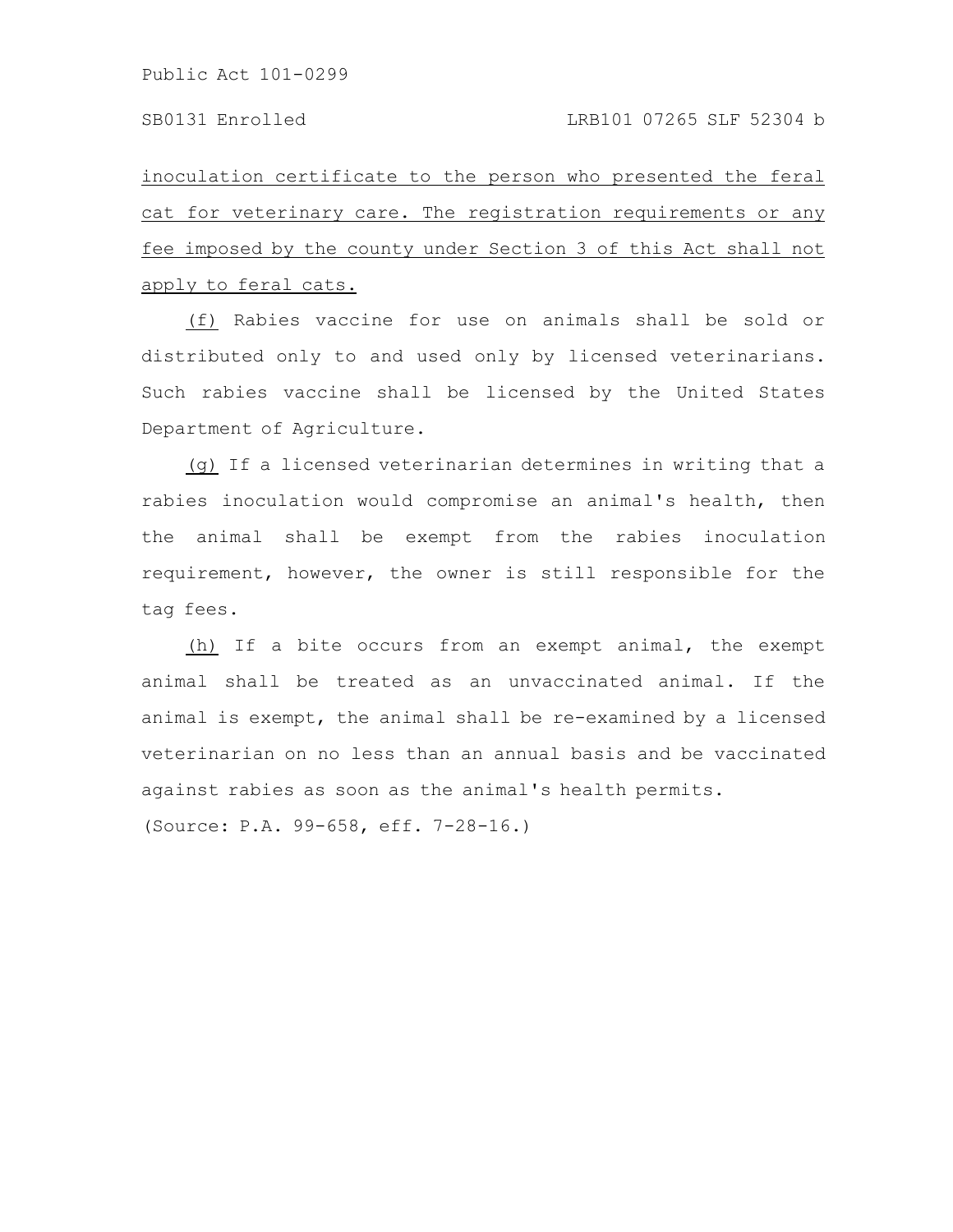inoculation certificate to the person who presented the feral cat for veterinary care. The registration requirements or any fee imposed by the county under Section 3 of this Act shall not apply to feral cats.

(f) Rabies vaccine for use on animals shall be sold or distributed only to and used only by licensed veterinarians. Such rabies vaccine shall be licensed by the United States Department of Agriculture.

(g) If a licensed veterinarian determines in writing that a rabies inoculation would compromise an animal's health, then the animal shall be exempt from the rabies inoculation requirement, however, the owner is still responsible for the tag fees.

(h) If a bite occurs from an exempt animal, the exempt animal shall be treated as an unvaccinated animal. If the animal is exempt, the animal shall be re-examined by a licensed veterinarian on no less than an annual basis and be vaccinated against rabies as soon as the animal's health permits.

(Source: P.A. 99-658, eff. 7-28-16.)